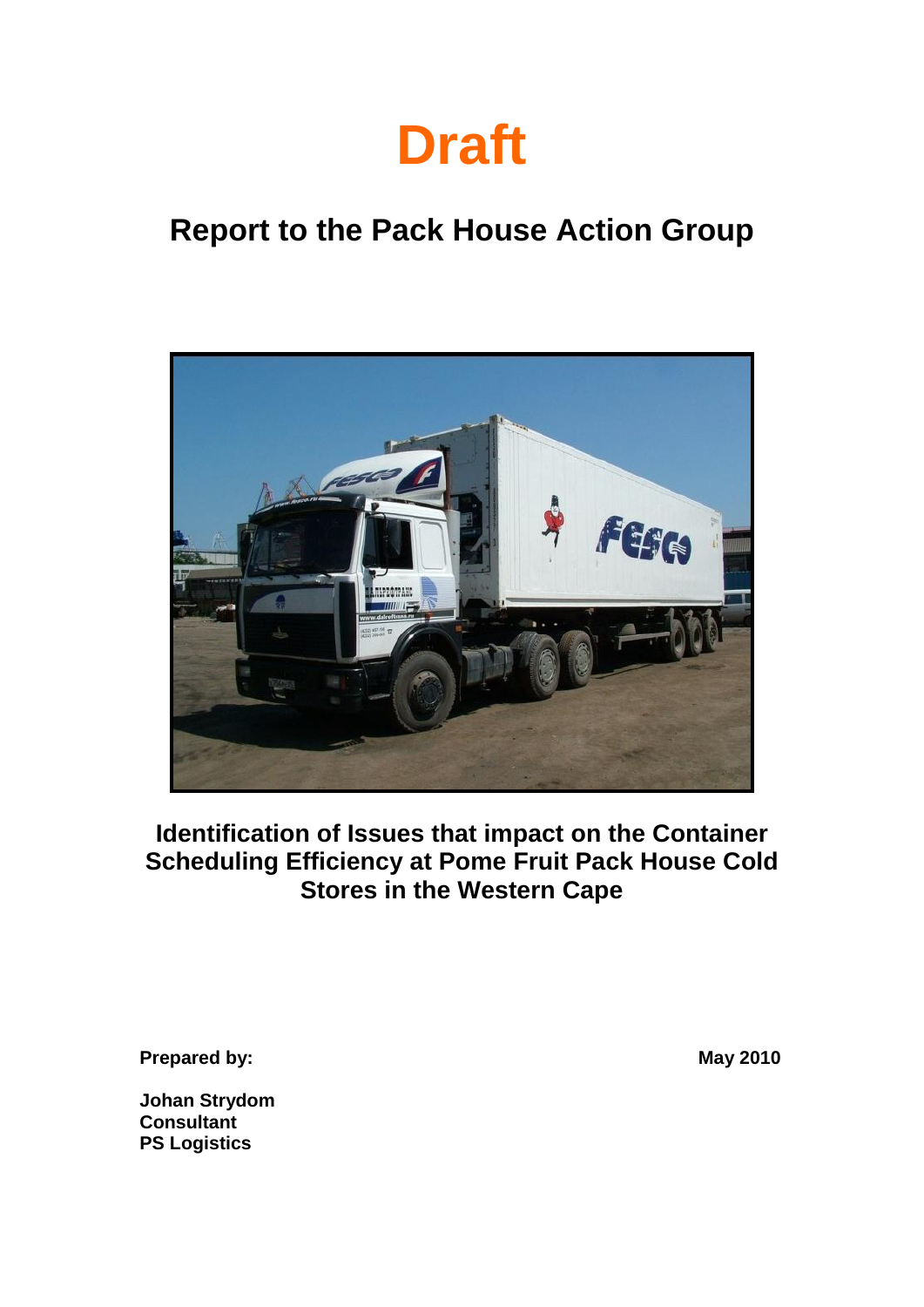# Draft

## Report to the Pack House Action Group

**Identification of Issues that impact on the Container Scheduling Efficiency at Pome Fruit Pack House Cold Stores in the Western Cape**

**Prepared by:**

**May 2010**

**Johan Strydom**
**Consultant**
**PS Logistics**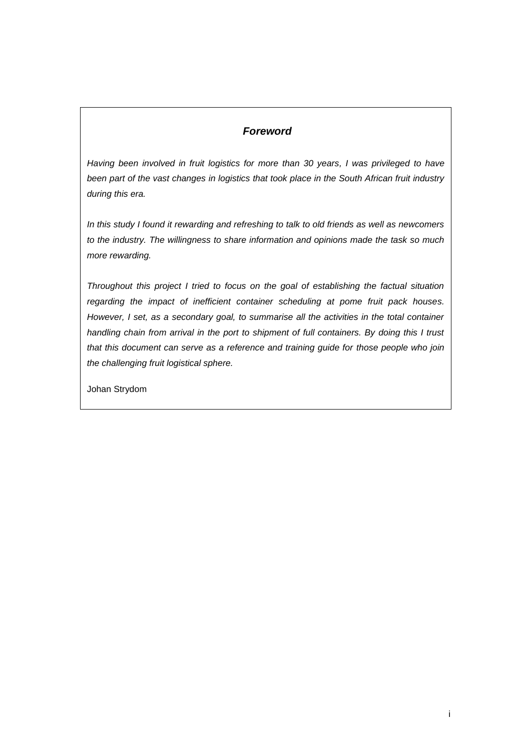## ***Foreword***

*Having been involved in fruit logistics for more than 30 years, I was privileged to have been part of the vast changes in logistics that took place in the South African fruit industry during this era.*

*In this study I found it rewarding and refreshing to talk to old friends as well as newcomers to the industry. The willingness to share information and opinions made the task so much more rewarding.*

*Throughout this project I tried to focus on the goal of establishing the factual situation regarding the impact of inefficient container scheduling at pome fruit pack houses. However, I set, as a secondary goal, to summarise all the activities in the total container handling chain from arrival in the port to shipment of full containers. By doing this I trust that this document can serve as a reference and training guide for those people who join the challenging fruit logistical sphere.*

Johan Strydom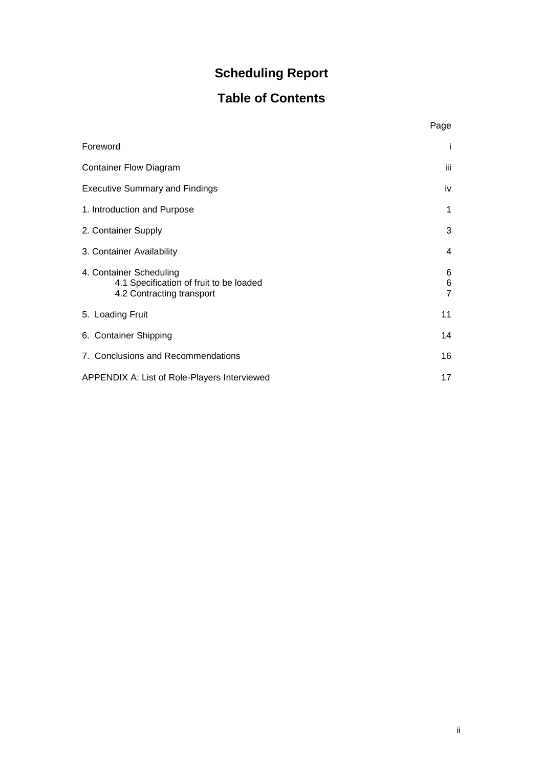# Scheduling Report

## Table of Contents

| | Page |
|---|---|
| Foreword | i |
| Container Flow Diagram | iii |
| Executive Summary and Findings | iv |
| 1. Introduction and Purpose | 1 |
| 2. Container Supply | 3 |
| 3. Container Availability | 4 |
| 4. Container Scheduling | 6 |
| 4.1 Specification of fruit to be loaded | 6 |
| 4.2 Contracting transport | 7 |
| 5. Loading Fruit | 11 |
| 6. Container Shipping | 14 |
| 7. Conclusions and Recommendations | 16 |
| APPENDIX A: List of Role-Players Interviewed | 17 |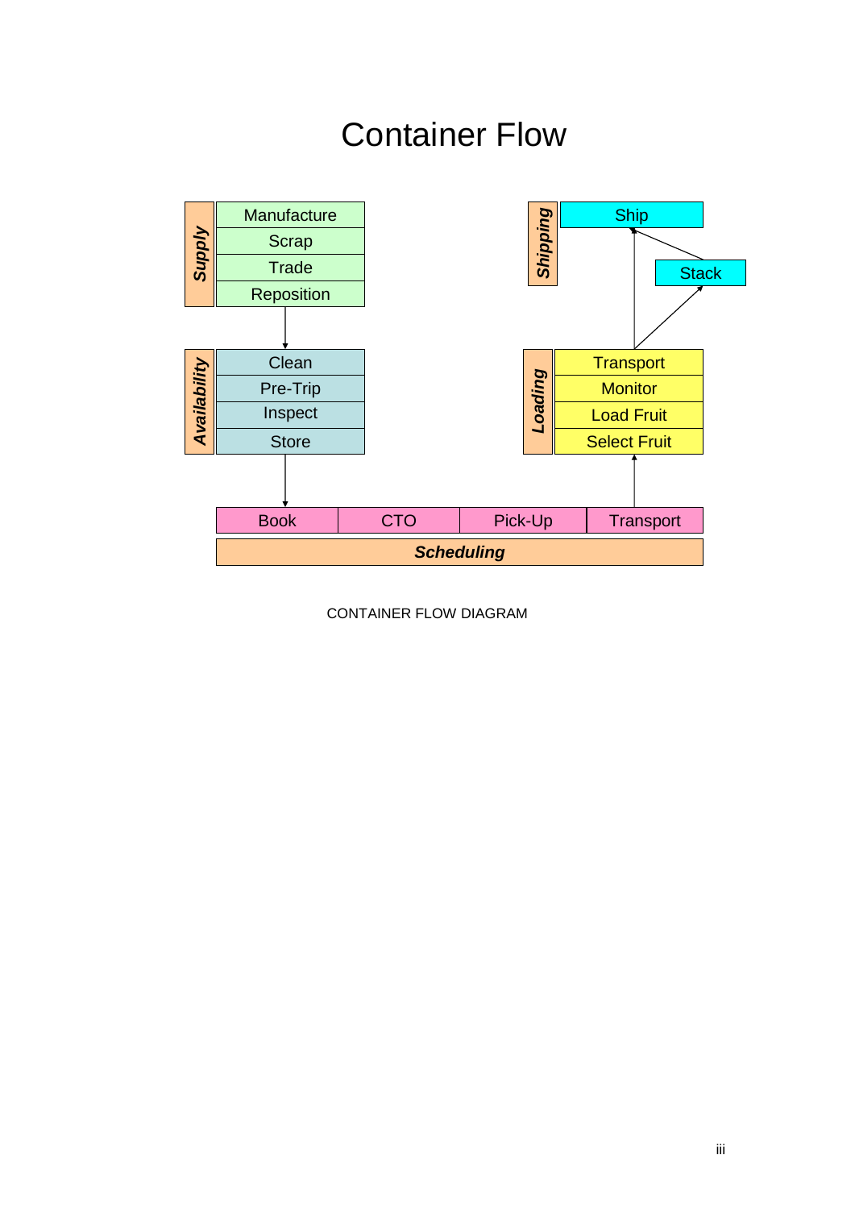# Container Flow

**Supply**
- Manufacture
- Scrap
- Trade
- Reposition

**Availability**
- Clean
- Pre-Trip
- Inspect
- Store

**Scheduling**
- Book
- CTO
- Pick-Up
- Transport

**Loading**
- Transport
- Monitor
- Load Fruit
- Select Fruit

**Shipping**
- Ship
- Stack

CONTAINER FLOW DIAGRAM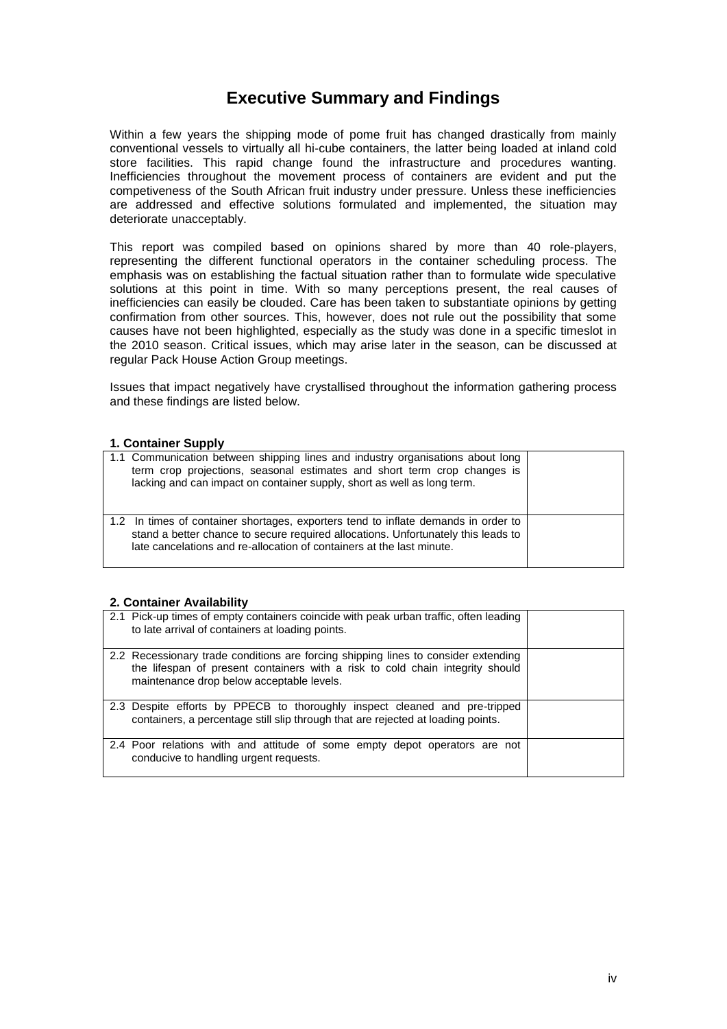# Executive Summary and Findings

Within a few years the shipping mode of pome fruit has changed drastically from mainly conventional vessels to virtually all hi-cube containers, the latter being loaded at inland cold store facilities. This rapid change found the infrastructure and procedures wanting. Inefficiencies throughout the movement process of containers are evident and put the competiveness of the South African fruit industry under pressure. Unless these inefficiencies are addressed and effective solutions formulated and implemented, the situation may deteriorate unacceptably.

This report was compiled based on opinions shared by more than 40 role-players, representing the different functional operators in the container scheduling process. The emphasis was on establishing the factual situation rather than to formulate wide speculative solutions at this point in time. With so many perceptions present, the real causes of inefficiencies can easily be clouded. Care has been taken to substantiate opinions by getting confirmation from other sources. This, however, does not rule out the possibility that some causes have not been highlighted, especially as the study was done in a specific timeslot in the 2010 season. Critical issues, which may arise later in the season, can be discussed at regular Pack House Action Group meetings.

Issues that impact negatively have crystallised throughout the information gathering process and these findings are listed below.

**1. Container Supply**

| | |
|---|---|
| 1.1 Communication between shipping lines and industry organisations about long term crop projections, seasonal estimates and short term crop changes is lacking and can impact on container supply, short as well as long term. | |
| 1.2 In times of container shortages, exporters tend to inflate demands in order to stand a better chance to secure required allocations. Unfortunately this leads to late cancelations and re-allocation of containers at the last minute. | |

**2. Container Availability**

| | |
|---|---|
| 2.1 Pick-up times of empty containers coincide with peak urban traffic, often leading to late arrival of containers at loading points. | |
| 2.2 Recessionary trade conditions are forcing shipping lines to consider extending the lifespan of present containers with a risk to cold chain integrity should maintenance drop below acceptable levels. | |
| 2.3 Despite efforts by PPECB to thoroughly inspect cleaned and pre-tripped containers, a percentage still slip through that are rejected at loading points. | |
| 2.4 Poor relations with and attitude of some empty depot operators are not conducive to handling urgent requests. | |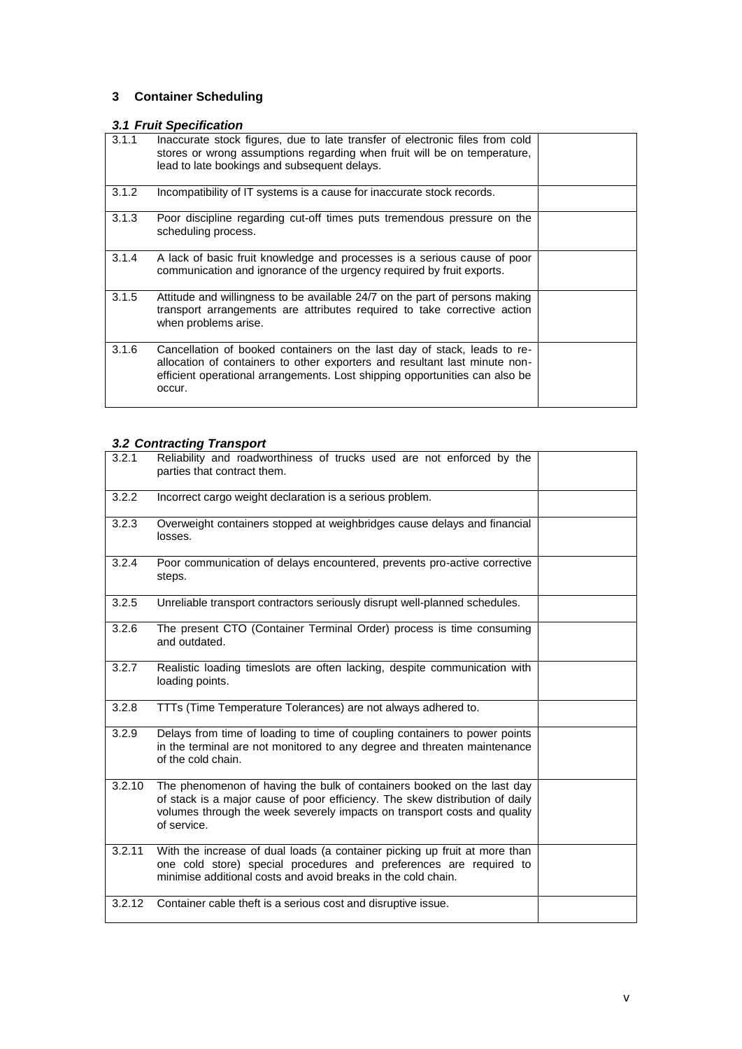## 3 Container Scheduling

### *3.1 Fruit Specification*

| | | |
|---|---|---|
| 3.1.1 | Inaccurate stock figures, due to late transfer of electronic files from cold stores or wrong assumptions regarding when fruit will be on temperature, lead to late bookings and subsequent delays. | |
| 3.1.2 | Incompatibility of IT systems is a cause for inaccurate stock records. | |
| 3.1.3 | Poor discipline regarding cut-off times puts tremendous pressure on the scheduling process. | |
| 3.1.4 | A lack of basic fruit knowledge and processes is a serious cause of poor communication and ignorance of the urgency required by fruit exports. | |
| 3.1.5 | Attitude and willingness to be available 24/7 on the part of persons making transport arrangements are attributes required to take corrective action when problems arise. | |
| 3.1.6 | Cancellation of booked containers on the last day of stack, leads to re-allocation of containers to other exporters and resultant last minute non-efficient operational arrangements. Lost shipping opportunities can also be occur. | |

### *3.2 Contracting Transport*

| | | |
|---|---|---|
| 3.2.1 | Reliability and roadworthiness of trucks used are not enforced by the parties that contract them. | |
| 3.2.2 | Incorrect cargo weight declaration is a serious problem. | |
| 3.2.3 | Overweight containers stopped at weighbridges cause delays and financial losses. | |
| 3.2.4 | Poor communication of delays encountered, prevents pro-active corrective steps. | |
| 3.2.5 | Unreliable transport contractors seriously disrupt well-planned schedules. | |
| 3.2.6 | The present CTO (Container Terminal Order) process is time consuming and outdated. | |
| 3.2.7 | Realistic loading timeslots are often lacking, despite communication with loading points. | |
| 3.2.8 | TTTs (Time Temperature Tolerances) are not always adhered to. | |
| 3.2.9 | Delays from time of loading to time of coupling containers to power points in the terminal are not monitored to any degree and threaten maintenance of the cold chain. | |
| 3.2.10 | The phenomenon of having the bulk of containers booked on the last day of stack is a major cause of poor efficiency. The skew distribution of daily volumes through the week severely impacts on transport costs and quality of service. | |
| 3.2.11 | With the increase of dual loads (a container picking up fruit at more than one cold store) special procedures and preferences are required to minimise additional costs and avoid breaks in the cold chain. | |
| 3.2.12 | Container cable theft is a serious cost and disruptive issue. | |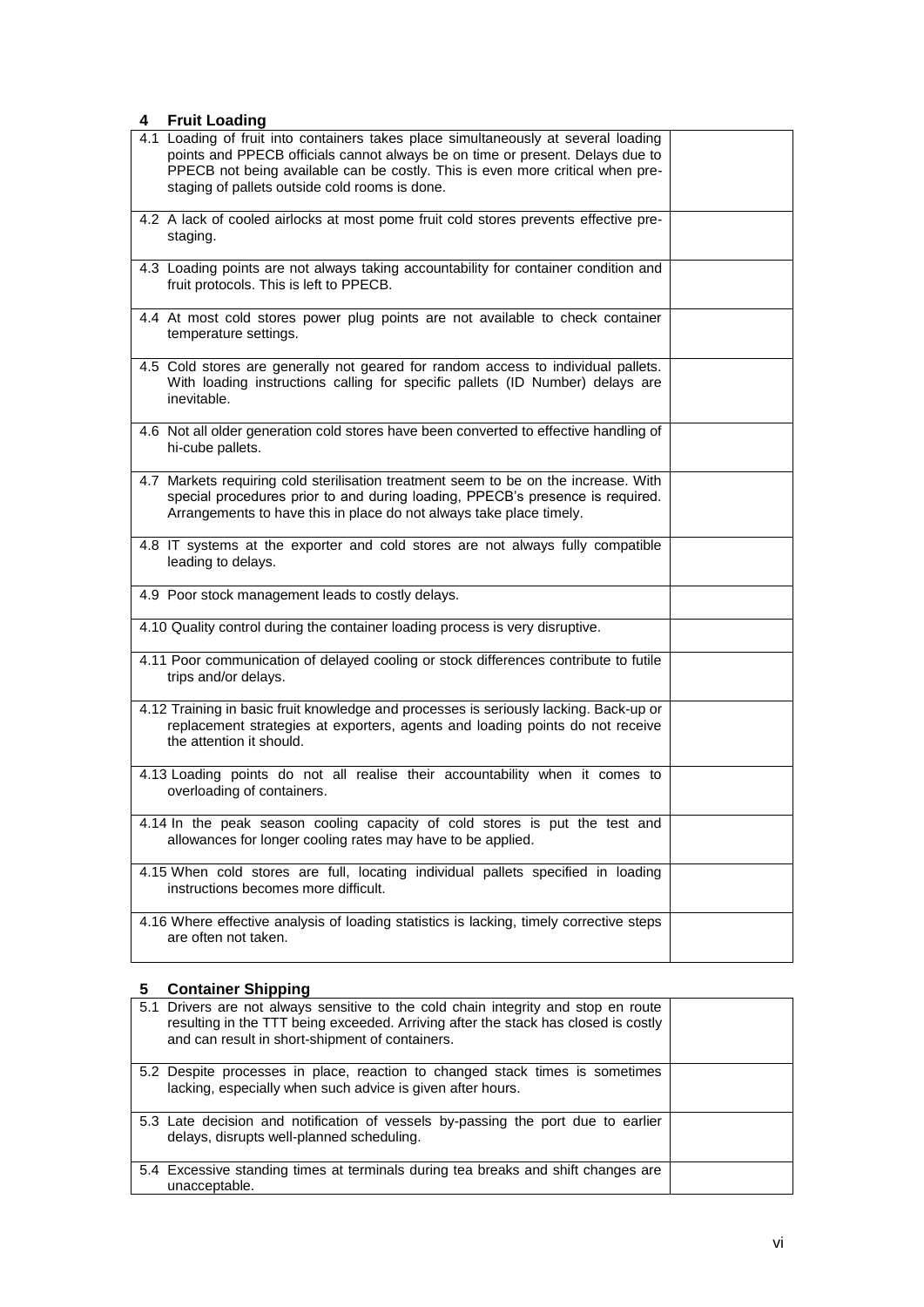## 4 Fruit Loading

| | |
|---|---|
| 4.1 Loading of fruit into containers takes place simultaneously at several loading points and PPECB officials cannot always be on time or present. Delays due to PPECB not being available can be costly. This is even more critical when pre-staging of pallets outside cold rooms is done. | |
| 4.2 A lack of cooled airlocks at most pome fruit cold stores prevents effective pre-staging. | |
| 4.3 Loading points are not always taking accountability for container condition and fruit protocols. This is left to PPECB. | |
| 4.4 At most cold stores power plug points are not available to check container temperature settings. | |
| 4.5 Cold stores are generally not geared for random access to individual pallets. With loading instructions calling for specific pallets (ID Number) delays are inevitable. | |
| 4.6 Not all older generation cold stores have been converted to effective handling of hi-cube pallets. | |
| 4.7 Markets requiring cold sterilisation treatment seem to be on the increase. With special procedures prior to and during loading, PPECB's presence is required. Arrangements to have this in place do not always take place timely. | |
| 4.8 IT systems at the exporter and cold stores are not always fully compatible leading to delays. | |
| 4.9 Poor stock management leads to costly delays. | |
| 4.10 Quality control during the container loading process is very disruptive. | |
| 4.11 Poor communication of delayed cooling or stock differences contribute to futile trips and/or delays. | |
| 4.12 Training in basic fruit knowledge and processes is seriously lacking. Back-up or replacement strategies at exporters, agents and loading points do not receive the attention it should. | |
| 4.13 Loading points do not all realise their accountability when it comes to overloading of containers. | |
| 4.14 In the peak season cooling capacity of cold stores is put the test and allowances for longer cooling rates may have to be applied. | |
| 4.15 When cold stores are full, locating individual pallets specified in loading instructions becomes more difficult. | |
| 4.16 Where effective analysis of loading statistics is lacking, timely corrective steps are often not taken. | |

## 5 Container Shipping

| | |
|---|---|
| 5.1 Drivers are not always sensitive to the cold chain integrity and stop en route resulting in the TTT being exceeded. Arriving after the stack has closed is costly and can result in short-shipment of containers. | |
| 5.2 Despite processes in place, reaction to changed stack times is sometimes lacking, especially when such advice is given after hours. | |
| 5.3 Late decision and notification of vessels by-passing the port due to earlier delays, disrupts well-planned scheduling. | |
| 5.4 Excessive standing times at terminals during tea breaks and shift changes are unacceptable. | |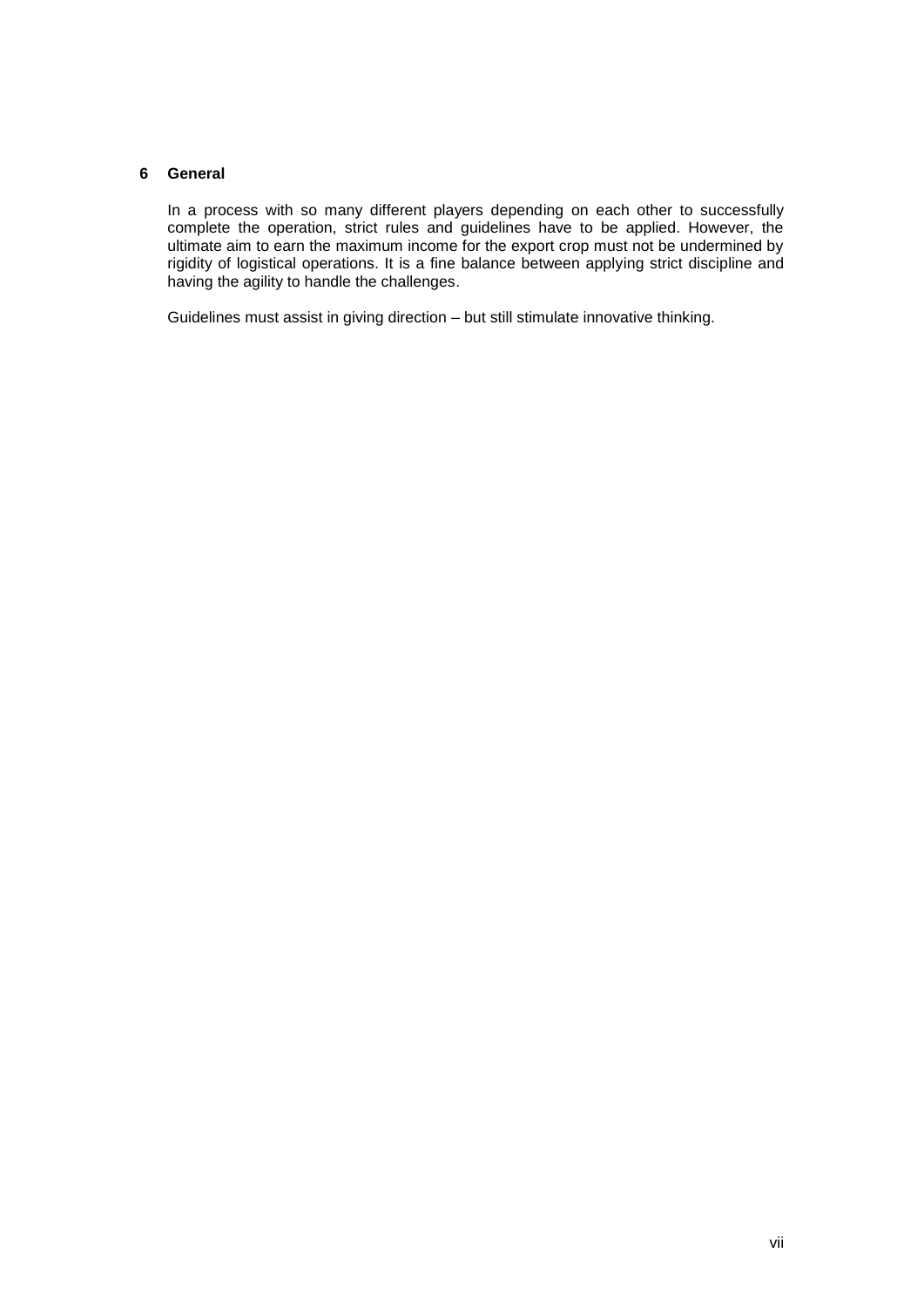## 6 General

In a process with so many different players depending on each other to successfully complete the operation, strict rules and guidelines have to be applied. However, the ultimate aim to earn the maximum income for the export crop must not be undermined by rigidity of logistical operations. It is a fine balance between applying strict discipline and having the agility to handle the challenges.

Guidelines must assist in giving direction – but still stimulate innovative thinking.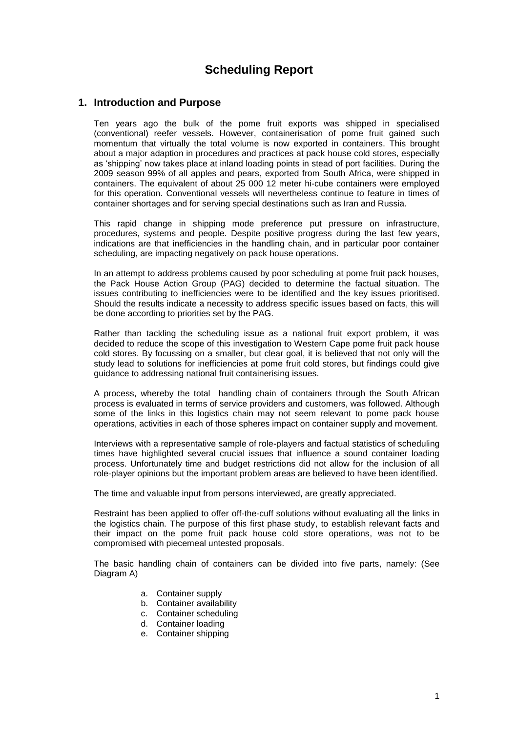# Scheduling Report

## 1. Introduction and Purpose

Ten years ago the bulk of the pome fruit exports was shipped in specialised (conventional) reefer vessels. However, containerisation of pome fruit gained such momentum that virtually the total volume is now exported in containers. This brought about a major adaption in procedures and practices at pack house cold stores, especially as 'shipping' now takes place at inland loading points in stead of port facilities. During the 2009 season 99% of all apples and pears, exported from South Africa, were shipped in containers. The equivalent of about 25 000 12 meter hi-cube containers were employed for this operation. Conventional vessels will nevertheless continue to feature in times of container shortages and for serving special destinations such as Iran and Russia.

This rapid change in shipping mode preference put pressure on infrastructure, procedures, systems and people. Despite positive progress during the last few years, indications are that inefficiencies in the handling chain, and in particular poor container scheduling, are impacting negatively on pack house operations.

In an attempt to address problems caused by poor scheduling at pome fruit pack houses, the Pack House Action Group (PAG) decided to determine the factual situation. The issues contributing to inefficiencies were to be identified and the key issues prioritised. Should the results indicate a necessity to address specific issues based on facts, this will be done according to priorities set by the PAG.

Rather than tackling the scheduling issue as a national fruit export problem, it was decided to reduce the scope of this investigation to Western Cape pome fruit pack house cold stores. By focussing on a smaller, but clear goal, it is believed that not only will the study lead to solutions for inefficiencies at pome fruit cold stores, but findings could give guidance to addressing national fruit containerising issues.

A process, whereby the total handling chain of containers through the South African process is evaluated in terms of service providers and customers, was followed. Although some of the links in this logistics chain may not seem relevant to pome pack house operations, activities in each of those spheres impact on container supply and movement.

Interviews with a representative sample of role-players and factual statistics of scheduling times have highlighted several crucial issues that influence a sound container loading process. Unfortunately time and budget restrictions did not allow for the inclusion of all role-player opinions but the important problem areas are believed to have been identified.

The time and valuable input from persons interviewed, are greatly appreciated.

Restraint has been applied to offer off-the-cuff solutions without evaluating all the links in the logistics chain. The purpose of this first phase study, to establish relevant facts and their impact on the pome fruit pack house cold store operations, was not to be compromised with piecemeal untested proposals.

The basic handling chain of containers can be divided into five parts, namely: (See Diagram A)

a. Container supply
b. Container availability
c. Container scheduling
d. Container loading
e. Container shipping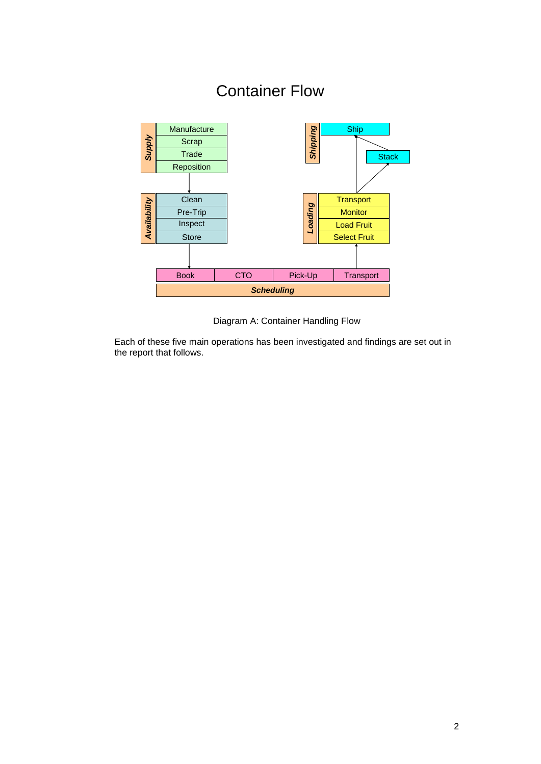# Container Flow

**Supply**
- Manufacture
- Scrap
- Trade
- Reposition

**Availability**
- Clean
- Pre-Trip
- Inspect
- Store

**Scheduling**
- Book
- CTO
- Pick-Up
- Transport

**Loading**
- Transport
- Monitor
- Load Fruit
- Select Fruit

**Shipping**
- Ship
- Stack

Diagram A: Container Handling Flow

Each of these five main operations has been investigated and findings are set out in the report that follows.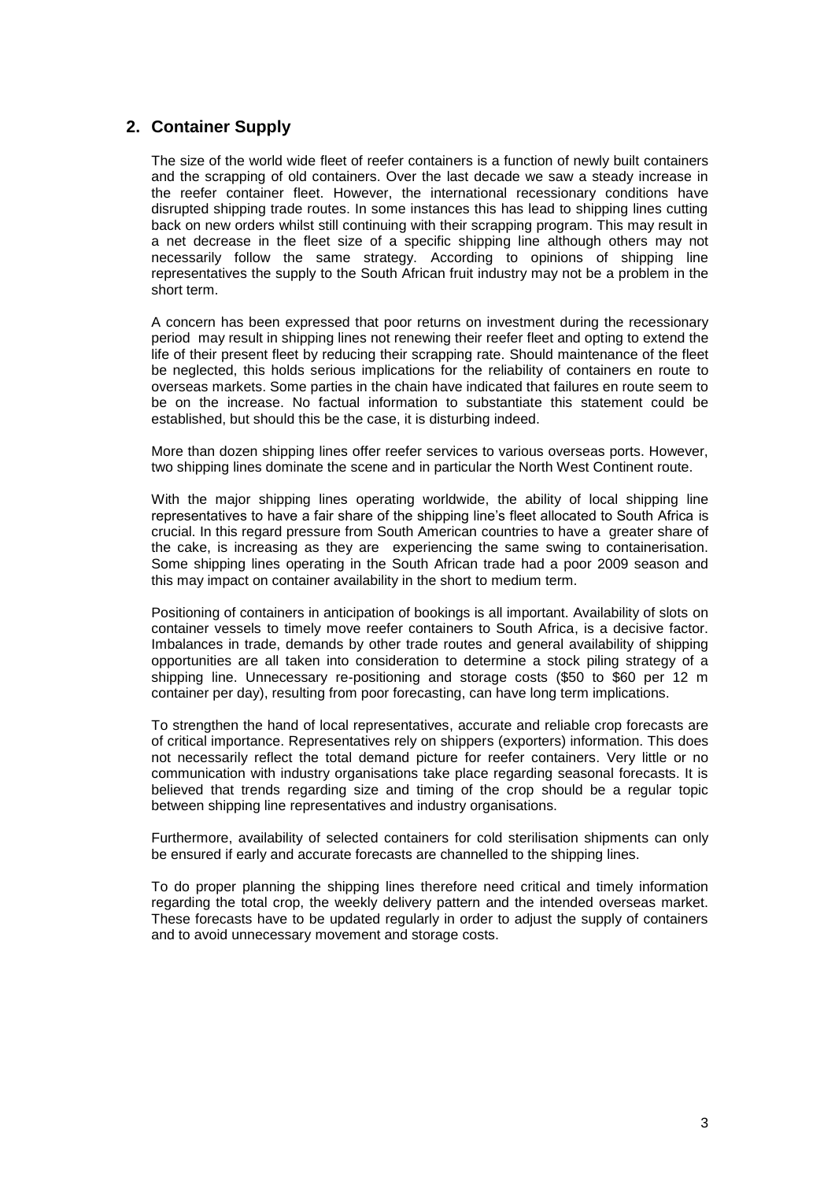## 2. Container Supply

The size of the world wide fleet of reefer containers is a function of newly built containers and the scrapping of old containers. Over the last decade we saw a steady increase in the reefer container fleet. However, the international recessionary conditions have disrupted shipping trade routes. In some instances this has lead to shipping lines cutting back on new orders whilst still continuing with their scrapping program. This may result in a net decrease in the fleet size of a specific shipping line although others may not necessarily follow the same strategy. According to opinions of shipping line representatives the supply to the South African fruit industry may not be a problem in the short term.

A concern has been expressed that poor returns on investment during the recessionary period may result in shipping lines not renewing their reefer fleet and opting to extend the life of their present fleet by reducing their scrapping rate. Should maintenance of the fleet be neglected, this holds serious implications for the reliability of containers en route to overseas markets. Some parties in the chain have indicated that failures en route seem to be on the increase. No factual information to substantiate this statement could be established, but should this be the case, it is disturbing indeed.

More than dozen shipping lines offer reefer services to various overseas ports. However, two shipping lines dominate the scene and in particular the North West Continent route.

With the major shipping lines operating worldwide, the ability of local shipping line representatives to have a fair share of the shipping line's fleet allocated to South Africa is crucial. In this regard pressure from South American countries to have a greater share of the cake, is increasing as they are experiencing the same swing to containerisation. Some shipping lines operating in the South African trade had a poor 2009 season and this may impact on container availability in the short to medium term.

Positioning of containers in anticipation of bookings is all important. Availability of slots on container vessels to timely move reefer containers to South Africa, is a decisive factor. Imbalances in trade, demands by other trade routes and general availability of shipping opportunities are all taken into consideration to determine a stock piling strategy of a shipping line. Unnecessary re-positioning and storage costs ($50 to $60 per 12 m container per day), resulting from poor forecasting, can have long term implications.

To strengthen the hand of local representatives, accurate and reliable crop forecasts are of critical importance. Representatives rely on shippers (exporters) information. This does not necessarily reflect the total demand picture for reefer containers. Very little or no communication with industry organisations take place regarding seasonal forecasts. It is believed that trends regarding size and timing of the crop should be a regular topic between shipping line representatives and industry organisations.

Furthermore, availability of selected containers for cold sterilisation shipments can only be ensured if early and accurate forecasts are channelled to the shipping lines.

To do proper planning the shipping lines therefore need critical and timely information regarding the total crop, the weekly delivery pattern and the intended overseas market. These forecasts have to be updated regularly in order to adjust the supply of containers and to avoid unnecessary movement and storage costs.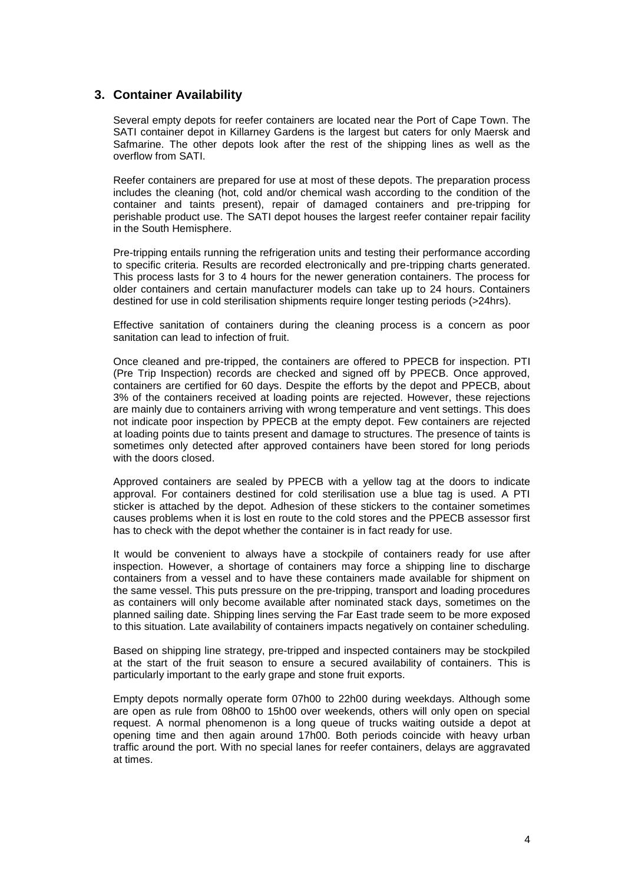## 3. Container Availability

Several empty depots for reefer containers are located near the Port of Cape Town. The SATI container depot in Killarney Gardens is the largest but caters for only Maersk and Safmarine. The other depots look after the rest of the shipping lines as well as the overflow from SATI.

Reefer containers are prepared for use at most of these depots. The preparation process includes the cleaning (hot, cold and/or chemical wash according to the condition of the container and taints present), repair of damaged containers and pre-tripping for perishable product use. The SATI depot houses the largest reefer container repair facility in the South Hemisphere.

Pre-tripping entails running the refrigeration units and testing their performance according to specific criteria. Results are recorded electronically and pre-tripping charts generated. This process lasts for 3 to 4 hours for the newer generation containers. The process for older containers and certain manufacturer models can take up to 24 hours. Containers destined for use in cold sterilisation shipments require longer testing periods (>24hrs).

Effective sanitation of containers during the cleaning process is a concern as poor sanitation can lead to infection of fruit.

Once cleaned and pre-tripped, the containers are offered to PPECB for inspection. PTI (Pre Trip Inspection) records are checked and signed off by PPECB. Once approved, containers are certified for 60 days. Despite the efforts by the depot and PPECB, about 3% of the containers received at loading points are rejected. However, these rejections are mainly due to containers arriving with wrong temperature and vent settings. This does not indicate poor inspection by PPECB at the empty depot. Few containers are rejected at loading points due to taints present and damage to structures. The presence of taints is sometimes only detected after approved containers have been stored for long periods with the doors closed.

Approved containers are sealed by PPECB with a yellow tag at the doors to indicate approval. For containers destined for cold sterilisation use a blue tag is used. A PTI sticker is attached by the depot. Adhesion of these stickers to the container sometimes causes problems when it is lost en route to the cold stores and the PPECB assessor first has to check with the depot whether the container is in fact ready for use.

It would be convenient to always have a stockpile of containers ready for use after inspection. However, a shortage of containers may force a shipping line to discharge containers from a vessel and to have these containers made available for shipment on the same vessel. This puts pressure on the pre-tripping, transport and loading procedures as containers will only become available after nominated stack days, sometimes on the planned sailing date. Shipping lines serving the Far East trade seem to be more exposed to this situation. Late availability of containers impacts negatively on container scheduling.

Based on shipping line strategy, pre-tripped and inspected containers may be stockpiled at the start of the fruit season to ensure a secured availability of containers. This is particularly important to the early grape and stone fruit exports.

Empty depots normally operate form 07h00 to 22h00 during weekdays. Although some are open as rule from 08h00 to 15h00 over weekends, others will only open on special request. A normal phenomenon is a long queue of trucks waiting outside a depot at opening time and then again around 17h00. Both periods coincide with heavy urban traffic around the port. With no special lanes for reefer containers, delays are aggravated at times.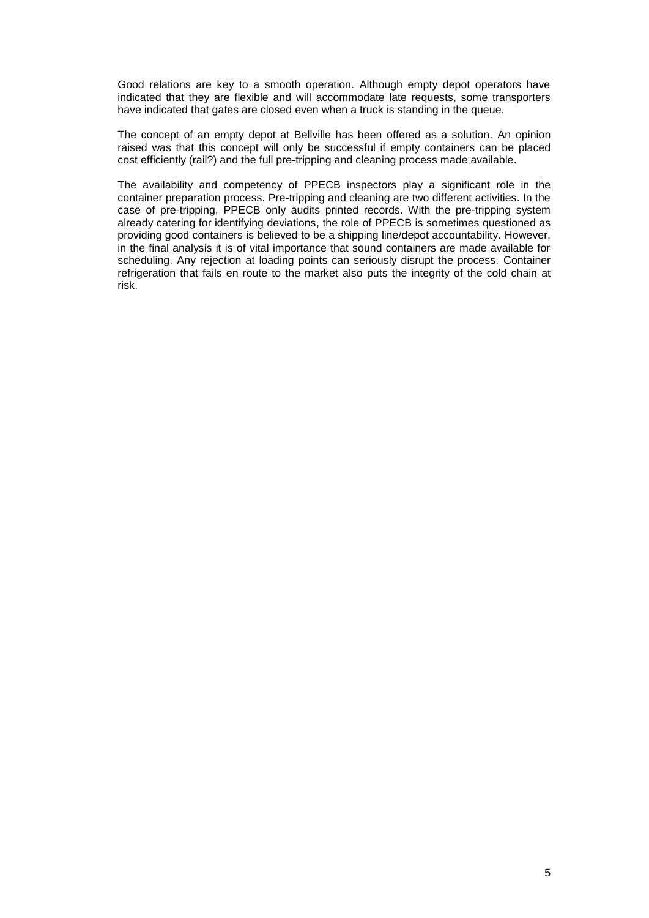Good relations are key to a smooth operation. Although empty depot operators have indicated that they are flexible and will accommodate late requests, some transporters have indicated that gates are closed even when a truck is standing in the queue.

The concept of an empty depot at Bellville has been offered as a solution. An opinion raised was that this concept will only be successful if empty containers can be placed cost efficiently (rail?) and the full pre-tripping and cleaning process made available.

The availability and competency of PPECB inspectors play a significant role in the container preparation process. Pre-tripping and cleaning are two different activities. In the case of pre-tripping, PPECB only audits printed records. With the pre-tripping system already catering for identifying deviations, the role of PPECB is sometimes questioned as providing good containers is believed to be a shipping line/depot accountability. However, in the final analysis it is of vital importance that sound containers are made available for scheduling. Any rejection at loading points can seriously disrupt the process. Container refrigeration that fails en route to the market also puts the integrity of the cold chain at risk.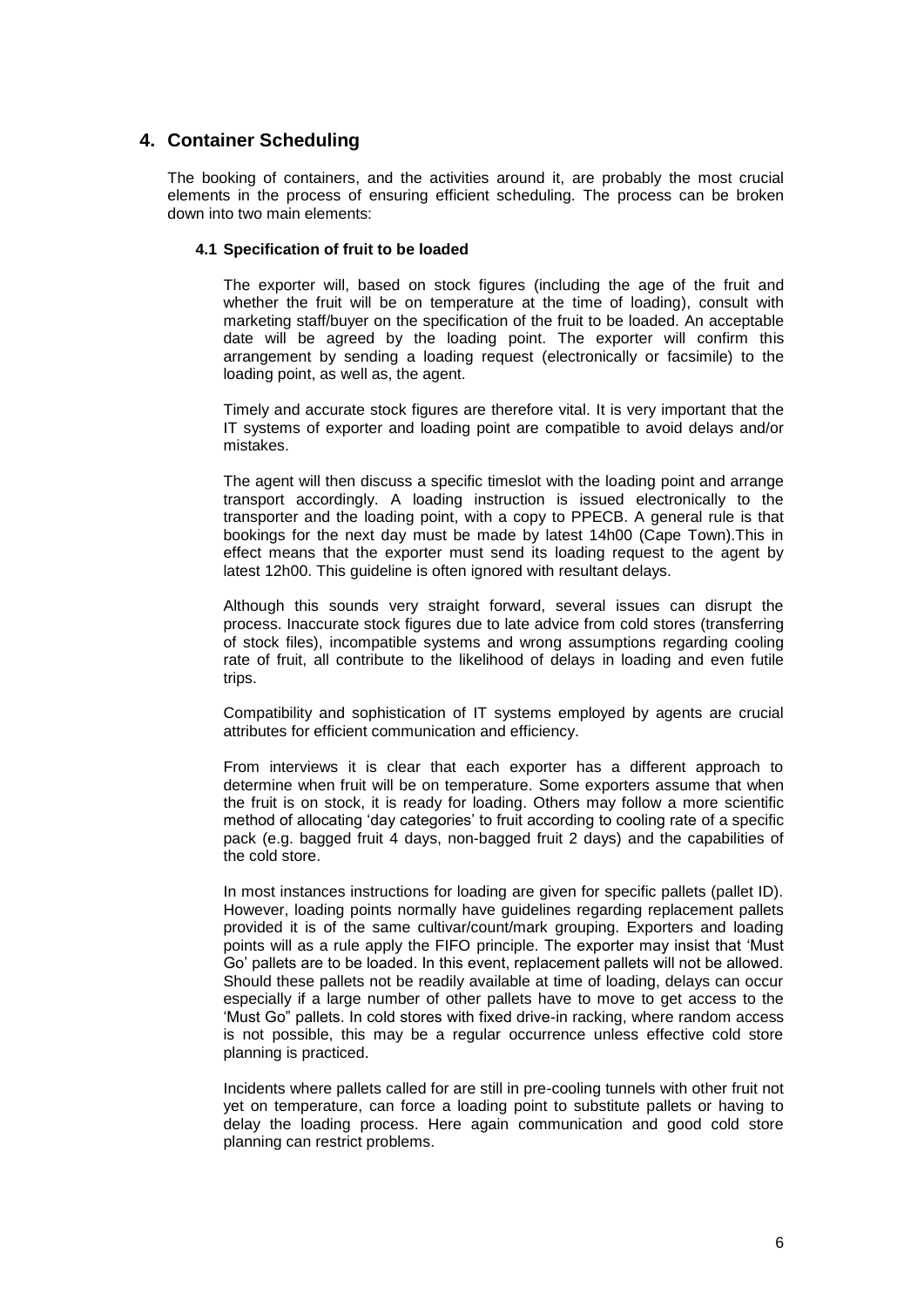## 4. Container Scheduling

The booking of containers, and the activities around it, are probably the most crucial elements in the process of ensuring efficient scheduling. The process can be broken down into two main elements:

### 4.1 Specification of fruit to be loaded

The exporter will, based on stock figures (including the age of the fruit and whether the fruit will be on temperature at the time of loading), consult with marketing staff/buyer on the specification of the fruit to be loaded. An acceptable date will be agreed by the loading point. The exporter will confirm this arrangement by sending a loading request (electronically or facsimile) to the loading point, as well as, the agent.

Timely and accurate stock figures are therefore vital. It is very important that the IT systems of exporter and loading point are compatible to avoid delays and/or mistakes.

The agent will then discuss a specific timeslot with the loading point and arrange transport accordingly. A loading instruction is issued electronically to the transporter and the loading point, with a copy to PPECB. A general rule is that bookings for the next day must be made by latest 14h00 (Cape Town).This in effect means that the exporter must send its loading request to the agent by latest 12h00. This guideline is often ignored with resultant delays.

Although this sounds very straight forward, several issues can disrupt the process. Inaccurate stock figures due to late advice from cold stores (transferring of stock files), incompatible systems and wrong assumptions regarding cooling rate of fruit, all contribute to the likelihood of delays in loading and even futile trips.

Compatibility and sophistication of IT systems employed by agents are crucial attributes for efficient communication and efficiency.

From interviews it is clear that each exporter has a different approach to determine when fruit will be on temperature. Some exporters assume that when the fruit is on stock, it is ready for loading. Others may follow a more scientific method of allocating 'day categories' to fruit according to cooling rate of a specific pack (e.g. bagged fruit 4 days, non-bagged fruit 2 days) and the capabilities of the cold store.

In most instances instructions for loading are given for specific pallets (pallet ID). However, loading points normally have guidelines regarding replacement pallets provided it is of the same cultivar/count/mark grouping. Exporters and loading points will as a rule apply the FIFO principle. The exporter may insist that 'Must Go' pallets are to be loaded. In this event, replacement pallets will not be allowed. Should these pallets not be readily available at time of loading, delays can occur especially if a large number of other pallets have to move to get access to the 'Must Go" pallets. In cold stores with fixed drive-in racking, where random access is not possible, this may be a regular occurrence unless effective cold store planning is practiced.

Incidents where pallets called for are still in pre-cooling tunnels with other fruit not yet on temperature, can force a loading point to substitute pallets or having to delay the loading process. Here again communication and good cold store planning can restrict problems.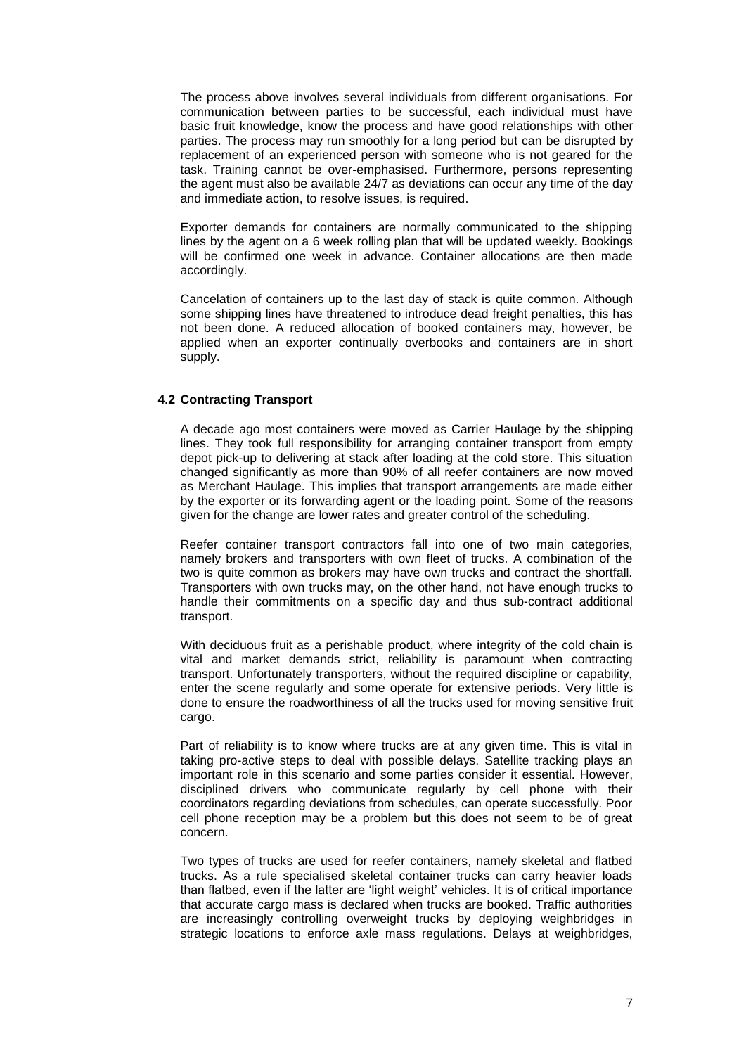The process above involves several individuals from different organisations. For communication between parties to be successful, each individual must have basic fruit knowledge, know the process and have good relationships with other parties. The process may run smoothly for a long period but can be disrupted by replacement of an experienced person with someone who is not geared for the task. Training cannot be over-emphasised. Furthermore, persons representing the agent must also be available 24/7 as deviations can occur any time of the day and immediate action, to resolve issues, is required.

Exporter demands for containers are normally communicated to the shipping lines by the agent on a 6 week rolling plan that will be updated weekly. Bookings will be confirmed one week in advance. Container allocations are then made accordingly.

Cancelation of containers up to the last day of stack is quite common. Although some shipping lines have threatened to introduce dead freight penalties, this has not been done. A reduced allocation of booked containers may, however, be applied when an exporter continually overbooks and containers are in short supply.

### 4.2 Contracting Transport

A decade ago most containers were moved as Carrier Haulage by the shipping lines. They took full responsibility for arranging container transport from empty depot pick-up to delivering at stack after loading at the cold store. This situation changed significantly as more than 90% of all reefer containers are now moved as Merchant Haulage. This implies that transport arrangements are made either by the exporter or its forwarding agent or the loading point. Some of the reasons given for the change are lower rates and greater control of the scheduling.

Reefer container transport contractors fall into one of two main categories, namely brokers and transporters with own fleet of trucks. A combination of the two is quite common as brokers may have own trucks and contract the shortfall. Transporters with own trucks may, on the other hand, not have enough trucks to handle their commitments on a specific day and thus sub-contract additional transport.

With deciduous fruit as a perishable product, where integrity of the cold chain is vital and market demands strict, reliability is paramount when contracting transport. Unfortunately transporters, without the required discipline or capability, enter the scene regularly and some operate for extensive periods. Very little is done to ensure the roadworthiness of all the trucks used for moving sensitive fruit cargo.

Part of reliability is to know where trucks are at any given time. This is vital in taking pro-active steps to deal with possible delays. Satellite tracking plays an important role in this scenario and some parties consider it essential. However, disciplined drivers who communicate regularly by cell phone with their coordinators regarding deviations from schedules, can operate successfully. Poor cell phone reception may be a problem but this does not seem to be of great concern.

Two types of trucks are used for reefer containers, namely skeletal and flatbed trucks. As a rule specialised skeletal container trucks can carry heavier loads than flatbed, even if the latter are 'light weight' vehicles. It is of critical importance that accurate cargo mass is declared when trucks are booked. Traffic authorities are increasingly controlling overweight trucks by deploying weighbridges in strategic locations to enforce axle mass regulations. Delays at weighbridges,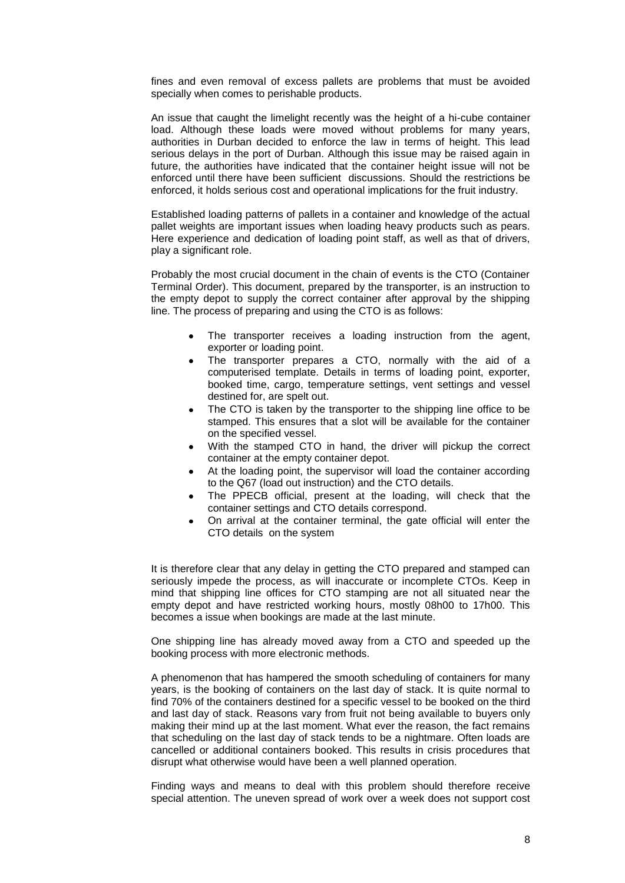fines and even removal of excess pallets are problems that must be avoided specially when comes to perishable products.

An issue that caught the limelight recently was the height of a hi-cube container load. Although these loads were moved without problems for many years, authorities in Durban decided to enforce the law in terms of height. This lead serious delays in the port of Durban. Although this issue may be raised again in future, the authorities have indicated that the container height issue will not be enforced until there have been sufficient discussions. Should the restrictions be enforced, it holds serious cost and operational implications for the fruit industry.

Established loading patterns of pallets in a container and knowledge of the actual pallet weights are important issues when loading heavy products such as pears. Here experience and dedication of loading point staff, as well as that of drivers, play a significant role.

Probably the most crucial document in the chain of events is the CTO (Container Terminal Order). This document, prepared by the transporter, is an instruction to the empty depot to supply the correct container after approval by the shipping line. The process of preparing and using the CTO is as follows:

- The transporter receives a loading instruction from the agent, exporter or loading point.
- The transporter prepares a CTO, normally with the aid of a computerised template. Details in terms of loading point, exporter, booked time, cargo, temperature settings, vent settings and vessel destined for, are spelt out.
- The CTO is taken by the transporter to the shipping line office to be stamped. This ensures that a slot will be available for the container on the specified vessel.
- With the stamped CTO in hand, the driver will pickup the correct container at the empty container depot.
- At the loading point, the supervisor will load the container according to the Q67 (load out instruction) and the CTO details.
- The PPECB official, present at the loading, will check that the container settings and CTO details correspond.
- On arrival at the container terminal, the gate official will enter the CTO details on the system

It is therefore clear that any delay in getting the CTO prepared and stamped can seriously impede the process, as will inaccurate or incomplete CTOs. Keep in mind that shipping line offices for CTO stamping are not all situated near the empty depot and have restricted working hours, mostly 08h00 to 17h00. This becomes a issue when bookings are made at the last minute.

One shipping line has already moved away from a CTO and speeded up the booking process with more electronic methods.

A phenomenon that has hampered the smooth scheduling of containers for many years, is the booking of containers on the last day of stack. It is quite normal to find 70% of the containers destined for a specific vessel to be booked on the third and last day of stack. Reasons vary from fruit not being available to buyers only making their mind up at the last moment. What ever the reason, the fact remains that scheduling on the last day of stack tends to be a nightmare. Often loads are cancelled or additional containers booked. This results in crisis procedures that disrupt what otherwise would have been a well planned operation.

Finding ways and means to deal with this problem should therefore receive special attention. The uneven spread of work over a week does not support cost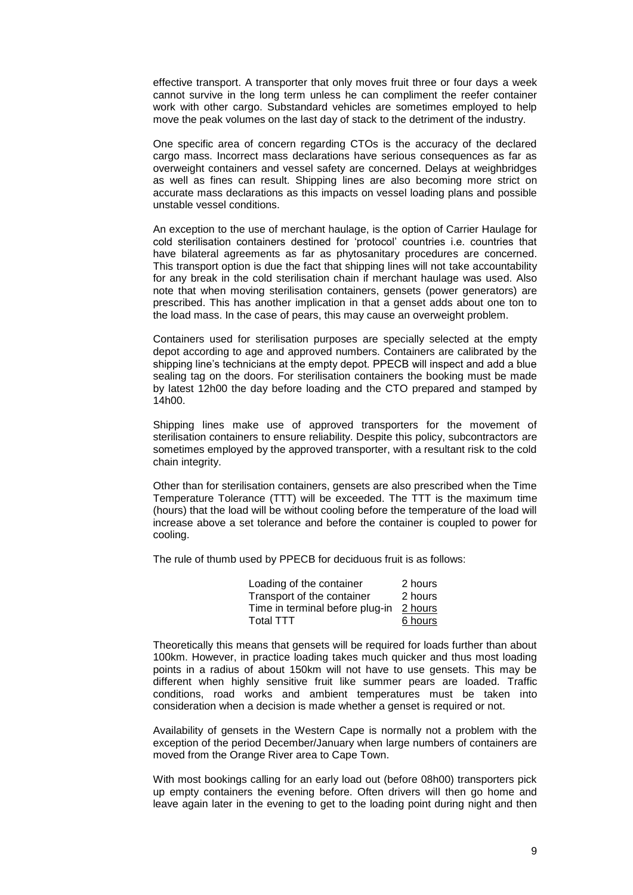effective transport. A transporter that only moves fruit three or four days a week cannot survive in the long term unless he can compliment the reefer container work with other cargo. Substandard vehicles are sometimes employed to help move the peak volumes on the last day of stack to the detriment of the industry.

One specific area of concern regarding CTOs is the accuracy of the declared cargo mass. Incorrect mass declarations have serious consequences as far as overweight containers and vessel safety are concerned. Delays at weighbridges as well as fines can result. Shipping lines are also becoming more strict on accurate mass declarations as this impacts on vessel loading plans and possible unstable vessel conditions.

An exception to the use of merchant haulage, is the option of Carrier Haulage for cold sterilisation containers destined for 'protocol' countries i.e. countries that have bilateral agreements as far as phytosanitary procedures are concerned. This transport option is due the fact that shipping lines will not take accountability for any break in the cold sterilisation chain if merchant haulage was used. Also note that when moving sterilisation containers, gensets (power generators) are prescribed. This has another implication in that a genset adds about one ton to the load mass. In the case of pears, this may cause an overweight problem.

Containers used for sterilisation purposes are specially selected at the empty depot according to age and approved numbers. Containers are calibrated by the shipping line's technicians at the empty depot. PPECB will inspect and add a blue sealing tag on the doors. For sterilisation containers the booking must be made by latest 12h00 the day before loading and the CTO prepared and stamped by 14h00.

Shipping lines make use of approved transporters for the movement of sterilisation containers to ensure reliability. Despite this policy, subcontractors are sometimes employed by the approved transporter, with a resultant risk to the cold chain integrity.

Other than for sterilisation containers, gensets are also prescribed when the Time Temperature Tolerance (TTT) will be exceeded. The TTT is the maximum time (hours) that the load will be without cooling before the temperature of the load will increase above a set tolerance and before the container is coupled to power for cooling.

The rule of thumb used by PPECB for deciduous fruit is as follows:

| | |
|---|---|
| Loading of the container | 2 hours |
| Transport of the container | 2 hours |
| Time in terminal before plug-in | 2 hours |
| Total TTT | 6 hours |

Theoretically this means that gensets will be required for loads further than about 100km. However, in practice loading takes much quicker and thus most loading points in a radius of about 150km will not have to use gensets. This may be different when highly sensitive fruit like summer pears are loaded. Traffic conditions, road works and ambient temperatures must be taken into consideration when a decision is made whether a genset is required or not.

Availability of gensets in the Western Cape is normally not a problem with the exception of the period December/January when large numbers of containers are moved from the Orange River area to Cape Town.

With most bookings calling for an early load out (before 08h00) transporters pick up empty containers the evening before. Often drivers will then go home and leave again later in the evening to get to the loading point during night and then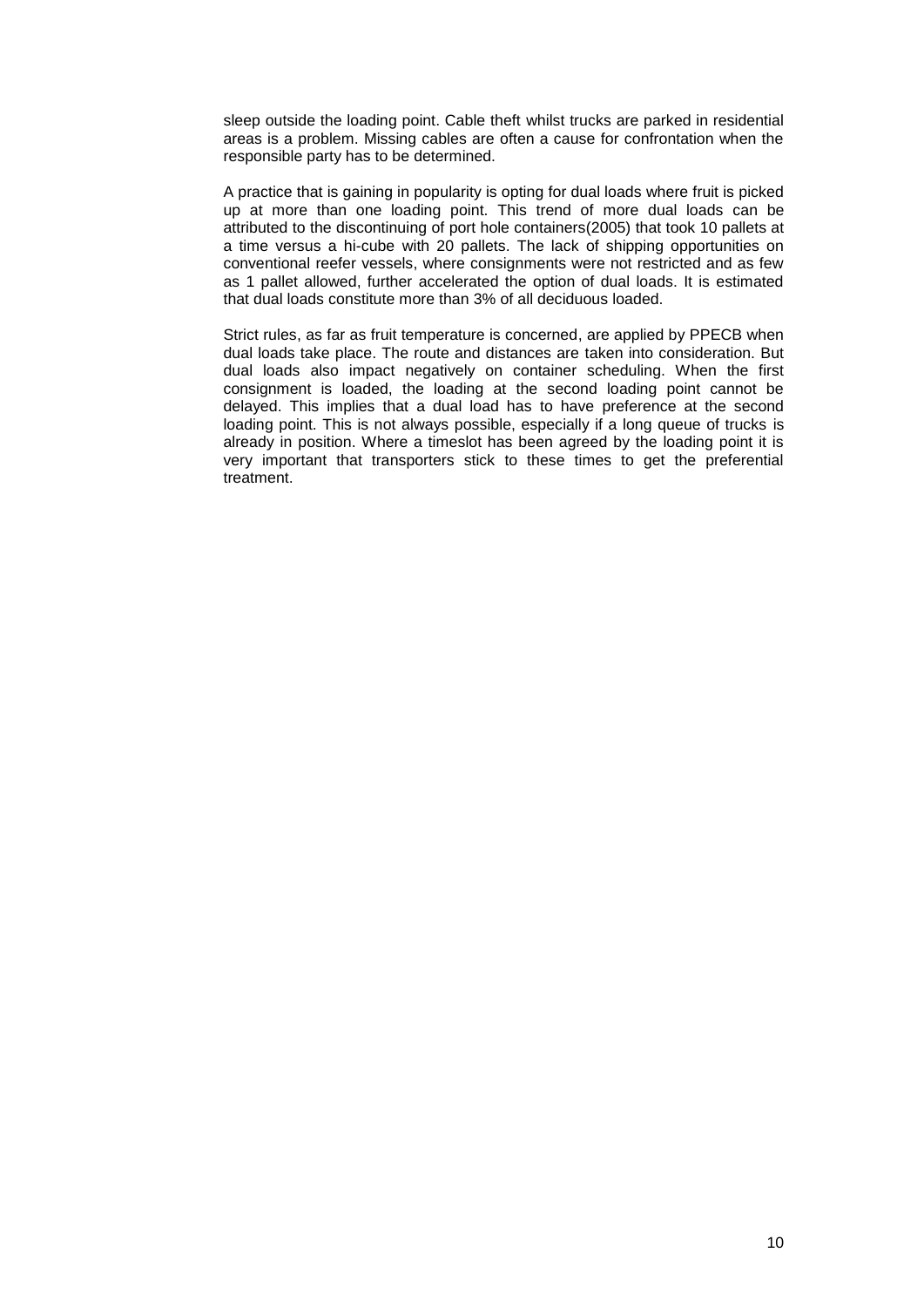sleep outside the loading point. Cable theft whilst trucks are parked in residential areas is a problem. Missing cables are often a cause for confrontation when the responsible party has to be determined.

A practice that is gaining in popularity is opting for dual loads where fruit is picked up at more than one loading point. This trend of more dual loads can be attributed to the discontinuing of port hole containers(2005) that took 10 pallets at a time versus a hi-cube with 20 pallets. The lack of shipping opportunities on conventional reefer vessels, where consignments were not restricted and as few as 1 pallet allowed, further accelerated the option of dual loads. It is estimated that dual loads constitute more than 3% of all deciduous loaded.

Strict rules, as far as fruit temperature is concerned, are applied by PPECB when dual loads take place. The route and distances are taken into consideration. But dual loads also impact negatively on container scheduling. When the first consignment is loaded, the loading at the second loading point cannot be delayed. This implies that a dual load has to have preference at the second loading point. This is not always possible, especially if a long queue of trucks is already in position. Where a timeslot has been agreed by the loading point it is very important that transporters stick to these times to get the preferential treatment.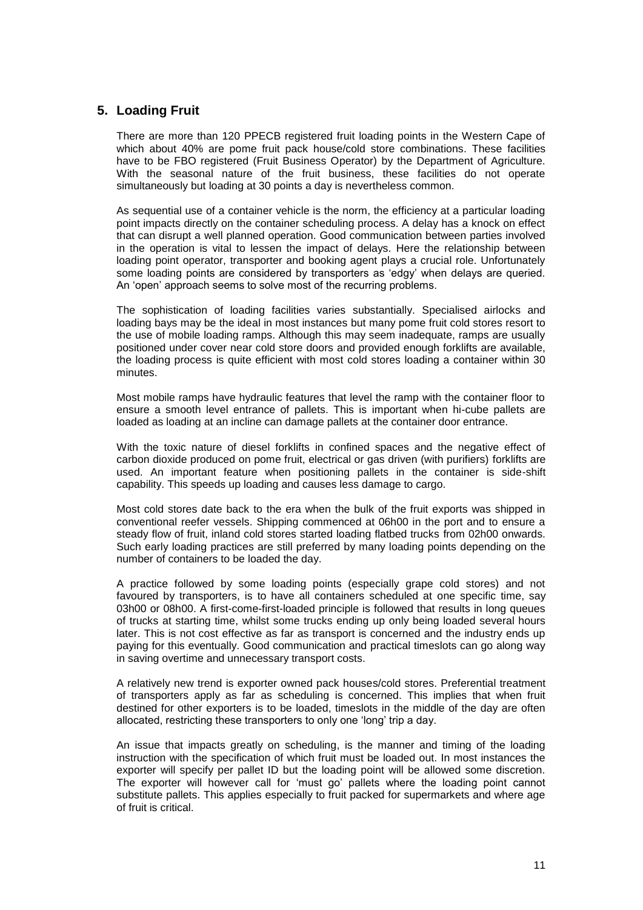## 5. Loading Fruit

There are more than 120 PPECB registered fruit loading points in the Western Cape of which about 40% are pome fruit pack house/cold store combinations. These facilities have to be FBO registered (Fruit Business Operator) by the Department of Agriculture. With the seasonal nature of the fruit business, these facilities do not operate simultaneously but loading at 30 points a day is nevertheless common.

As sequential use of a container vehicle is the norm, the efficiency at a particular loading point impacts directly on the container scheduling process. A delay has a knock on effect that can disrupt a well planned operation. Good communication between parties involved in the operation is vital to lessen the impact of delays. Here the relationship between loading point operator, transporter and booking agent plays a crucial role. Unfortunately some loading points are considered by transporters as 'edgy' when delays are queried. An 'open' approach seems to solve most of the recurring problems.

The sophistication of loading facilities varies substantially. Specialised airlocks and loading bays may be the ideal in most instances but many pome fruit cold stores resort to the use of mobile loading ramps. Although this may seem inadequate, ramps are usually positioned under cover near cold store doors and provided enough forklifts are available, the loading process is quite efficient with most cold stores loading a container within 30 minutes.

Most mobile ramps have hydraulic features that level the ramp with the container floor to ensure a smooth level entrance of pallets. This is important when hi-cube pallets are loaded as loading at an incline can damage pallets at the container door entrance.

With the toxic nature of diesel forklifts in confined spaces and the negative effect of carbon dioxide produced on pome fruit, electrical or gas driven (with purifiers) forklifts are used. An important feature when positioning pallets in the container is side-shift capability. This speeds up loading and causes less damage to cargo.

Most cold stores date back to the era when the bulk of the fruit exports was shipped in conventional reefer vessels. Shipping commenced at 06h00 in the port and to ensure a steady flow of fruit, inland cold stores started loading flatbed trucks from 02h00 onwards. Such early loading practices are still preferred by many loading points depending on the number of containers to be loaded the day.

A practice followed by some loading points (especially grape cold stores) and not favoured by transporters, is to have all containers scheduled at one specific time, say 03h00 or 08h00. A first-come-first-loaded principle is followed that results in long queues of trucks at starting time, whilst some trucks ending up only being loaded several hours later. This is not cost effective as far as transport is concerned and the industry ends up paying for this eventually. Good communication and practical timeslots can go along way in saving overtime and unnecessary transport costs.

A relatively new trend is exporter owned pack houses/cold stores. Preferential treatment of transporters apply as far as scheduling is concerned. This implies that when fruit destined for other exporters is to be loaded, timeslots in the middle of the day are often allocated, restricting these transporters to only one 'long' trip a day.

An issue that impacts greatly on scheduling, is the manner and timing of the loading instruction with the specification of which fruit must be loaded out. In most instances the exporter will specify per pallet ID but the loading point will be allowed some discretion. The exporter will however call for 'must go' pallets where the loading point cannot substitute pallets. This applies especially to fruit packed for supermarkets and where age of fruit is critical.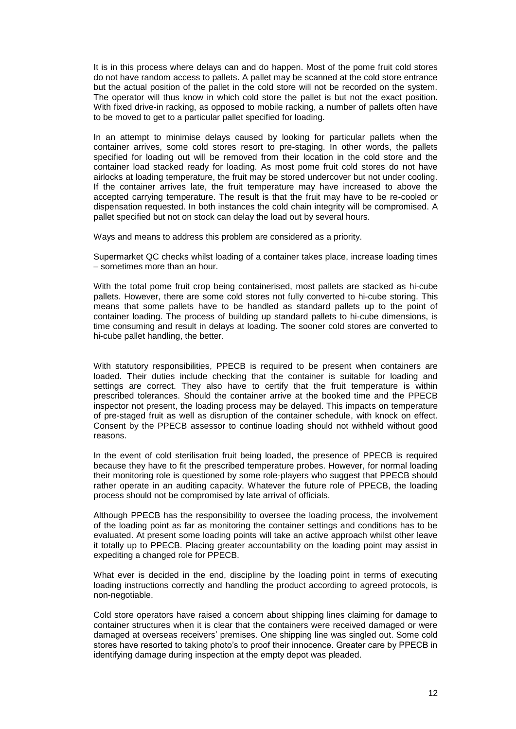It is in this process where delays can and do happen. Most of the pome fruit cold stores do not have random access to pallets. A pallet may be scanned at the cold store entrance but the actual position of the pallet in the cold store will not be recorded on the system. The operator will thus know in which cold store the pallet is but not the exact position. With fixed drive-in racking, as opposed to mobile racking, a number of pallets often have to be moved to get to a particular pallet specified for loading.

In an attempt to minimise delays caused by looking for particular pallets when the container arrives, some cold stores resort to pre-staging. In other words, the pallets specified for loading out will be removed from their location in the cold store and the container load stacked ready for loading. As most pome fruit cold stores do not have airlocks at loading temperature, the fruit may be stored undercover but not under cooling. If the container arrives late, the fruit temperature may have increased to above the accepted carrying temperature. The result is that the fruit may have to be re-cooled or dispensation requested. In both instances the cold chain integrity will be compromised. A pallet specified but not on stock can delay the load out by several hours.

Ways and means to address this problem are considered as a priority.

Supermarket QC checks whilst loading of a container takes place, increase loading times – sometimes more than an hour.

With the total pome fruit crop being containerised, most pallets are stacked as hi-cube pallets. However, there are some cold stores not fully converted to hi-cube storing. This means that some pallets have to be handled as standard pallets up to the point of container loading. The process of building up standard pallets to hi-cube dimensions, is time consuming and result in delays at loading. The sooner cold stores are converted to hi-cube pallet handling, the better.

With statutory responsibilities, PPECB is required to be present when containers are loaded. Their duties include checking that the container is suitable for loading and settings are correct. They also have to certify that the fruit temperature is within prescribed tolerances. Should the container arrive at the booked time and the PPECB inspector not present, the loading process may be delayed. This impacts on temperature of pre-staged fruit as well as disruption of the container schedule, with knock on effect. Consent by the PPECB assessor to continue loading should not withheld without good reasons.

In the event of cold sterilisation fruit being loaded, the presence of PPECB is required because they have to fit the prescribed temperature probes. However, for normal loading their monitoring role is questioned by some role-players who suggest that PPECB should rather operate in an auditing capacity. Whatever the future role of PPECB, the loading process should not be compromised by late arrival of officials.

Although PPECB has the responsibility to oversee the loading process, the involvement of the loading point as far as monitoring the container settings and conditions has to be evaluated. At present some loading points will take an active approach whilst other leave it totally up to PPECB. Placing greater accountability on the loading point may assist in expediting a changed role for PPECB.

What ever is decided in the end, discipline by the loading point in terms of executing loading instructions correctly and handling the product according to agreed protocols, is non-negotiable.

Cold store operators have raised a concern about shipping lines claiming for damage to container structures when it is clear that the containers were received damaged or were damaged at overseas receivers' premises. One shipping line was singled out. Some cold stores have resorted to taking photo's to proof their innocence. Greater care by PPECB in identifying damage during inspection at the empty depot was pleaded.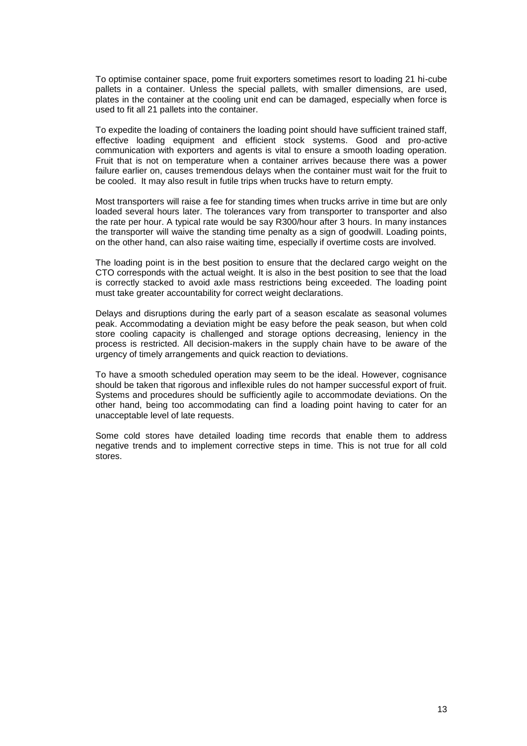To optimise container space, pome fruit exporters sometimes resort to loading 21 hi-cube pallets in a container. Unless the special pallets, with smaller dimensions, are used, plates in the container at the cooling unit end can be damaged, especially when force is used to fit all 21 pallets into the container.

To expedite the loading of containers the loading point should have sufficient trained staff, effective loading equipment and efficient stock systems. Good and pro-active communication with exporters and agents is vital to ensure a smooth loading operation. Fruit that is not on temperature when a container arrives because there was a power failure earlier on, causes tremendous delays when the container must wait for the fruit to be cooled. It may also result in futile trips when trucks have to return empty.

Most transporters will raise a fee for standing times when trucks arrive in time but are only loaded several hours later. The tolerances vary from transporter to transporter and also the rate per hour. A typical rate would be say R300/hour after 3 hours. In many instances the transporter will waive the standing time penalty as a sign of goodwill. Loading points, on the other hand, can also raise waiting time, especially if overtime costs are involved.

The loading point is in the best position to ensure that the declared cargo weight on the CTO corresponds with the actual weight. It is also in the best position to see that the load is correctly stacked to avoid axle mass restrictions being exceeded. The loading point must take greater accountability for correct weight declarations.

Delays and disruptions during the early part of a season escalate as seasonal volumes peak. Accommodating a deviation might be easy before the peak season, but when cold store cooling capacity is challenged and storage options decreasing, leniency in the process is restricted. All decision-makers in the supply chain have to be aware of the urgency of timely arrangements and quick reaction to deviations.

To have a smooth scheduled operation may seem to be the ideal. However, cognisance should be taken that rigorous and inflexible rules do not hamper successful export of fruit. Systems and procedures should be sufficiently agile to accommodate deviations. On the other hand, being too accommodating can find a loading point having to cater for an unacceptable level of late requests.

Some cold stores have detailed loading time records that enable them to address negative trends and to implement corrective steps in time. This is not true for all cold stores.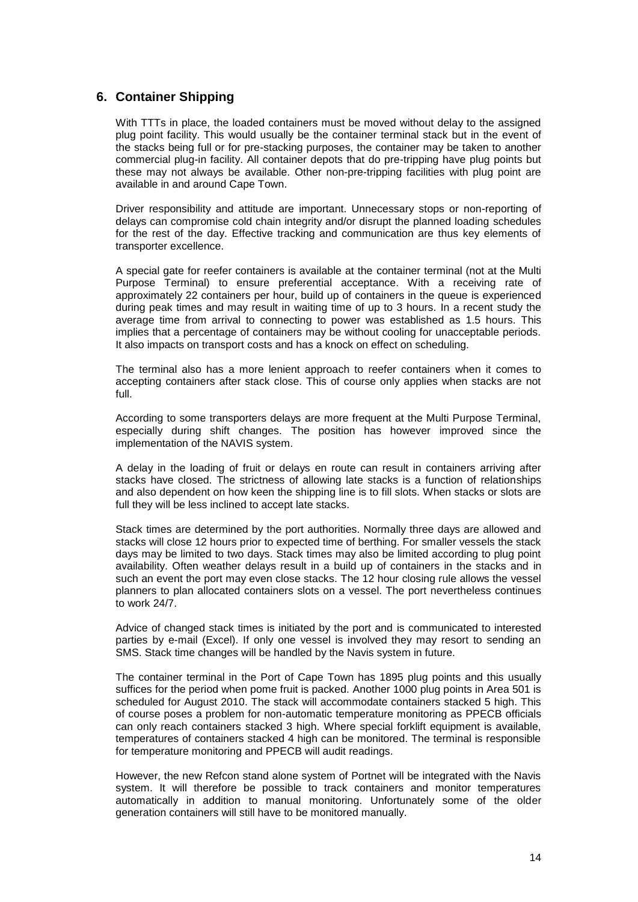## 6. Container Shipping

With TTTs in place, the loaded containers must be moved without delay to the assigned plug point facility. This would usually be the container terminal stack but in the event of the stacks being full or for pre-stacking purposes, the container may be taken to another commercial plug-in facility. All container depots that do pre-tripping have plug points but these may not always be available. Other non-pre-tripping facilities with plug point are available in and around Cape Town.

Driver responsibility and attitude are important. Unnecessary stops or non-reporting of delays can compromise cold chain integrity and/or disrupt the planned loading schedules for the rest of the day. Effective tracking and communication are thus key elements of transporter excellence.

A special gate for reefer containers is available at the container terminal (not at the Multi Purpose Terminal) to ensure preferential acceptance. With a receiving rate of approximately 22 containers per hour, build up of containers in the queue is experienced during peak times and may result in waiting time of up to 3 hours. In a recent study the average time from arrival to connecting to power was established as 1.5 hours. This implies that a percentage of containers may be without cooling for unacceptable periods. It also impacts on transport costs and has a knock on effect on scheduling.

The terminal also has a more lenient approach to reefer containers when it comes to accepting containers after stack close. This of course only applies when stacks are not full.

According to some transporters delays are more frequent at the Multi Purpose Terminal, especially during shift changes. The position has however improved since the implementation of the NAVIS system.

A delay in the loading of fruit or delays en route can result in containers arriving after stacks have closed. The strictness of allowing late stacks is a function of relationships and also dependent on how keen the shipping line is to fill slots. When stacks or slots are full they will be less inclined to accept late stacks.

Stack times are determined by the port authorities. Normally three days are allowed and stacks will close 12 hours prior to expected time of berthing. For smaller vessels the stack days may be limited to two days. Stack times may also be limited according to plug point availability. Often weather delays result in a build up of containers in the stacks and in such an event the port may even close stacks. The 12 hour closing rule allows the vessel planners to plan allocated containers slots on a vessel. The port nevertheless continues to work 24/7.

Advice of changed stack times is initiated by the port and is communicated to interested parties by e-mail (Excel). If only one vessel is involved they may resort to sending an SMS. Stack time changes will be handled by the Navis system in future.

The container terminal in the Port of Cape Town has 1895 plug points and this usually suffices for the period when pome fruit is packed. Another 1000 plug points in Area 501 is scheduled for August 2010. The stack will accommodate containers stacked 5 high. This of course poses a problem for non-automatic temperature monitoring as PPECB officials can only reach containers stacked 3 high. Where special forklift equipment is available, temperatures of containers stacked 4 high can be monitored. The terminal is responsible for temperature monitoring and PPECB will audit readings.

However, the new Refcon stand alone system of Portnet will be integrated with the Navis system. It will therefore be possible to track containers and monitor temperatures automatically in addition to manual monitoring. Unfortunately some of the older generation containers will still have to be monitored manually.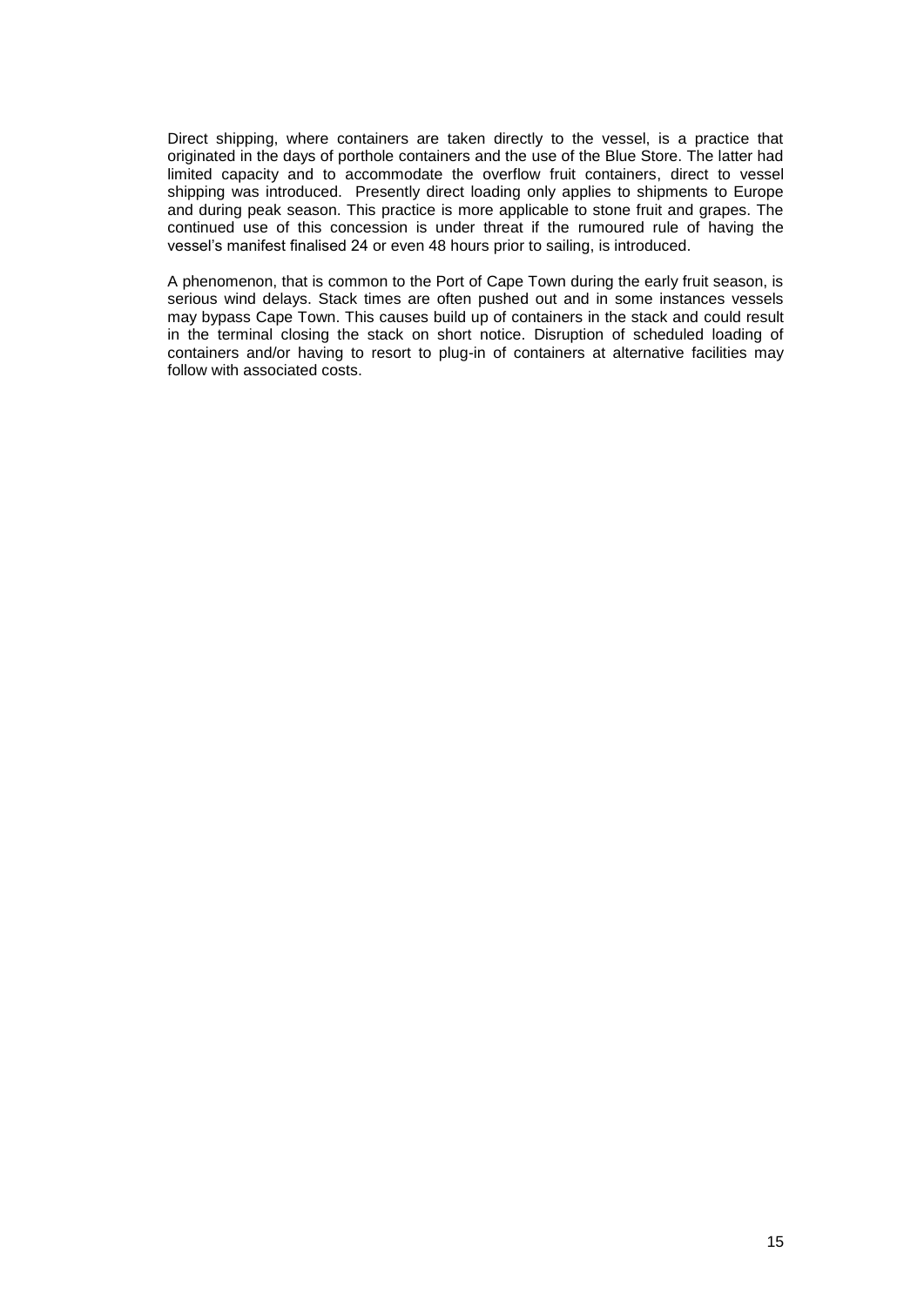Direct shipping, where containers are taken directly to the vessel, is a practice that originated in the days of porthole containers and the use of the Blue Store. The latter had limited capacity and to accommodate the overflow fruit containers, direct to vessel shipping was introduced. Presently direct loading only applies to shipments to Europe and during peak season. This practice is more applicable to stone fruit and grapes. The continued use of this concession is under threat if the rumoured rule of having the vessel's manifest finalised 24 or even 48 hours prior to sailing, is introduced.

A phenomenon, that is common to the Port of Cape Town during the early fruit season, is serious wind delays. Stack times are often pushed out and in some instances vessels may bypass Cape Town. This causes build up of containers in the stack and could result in the terminal closing the stack on short notice. Disruption of scheduled loading of containers and/or having to resort to plug-in of containers at alternative facilities may follow with associated costs.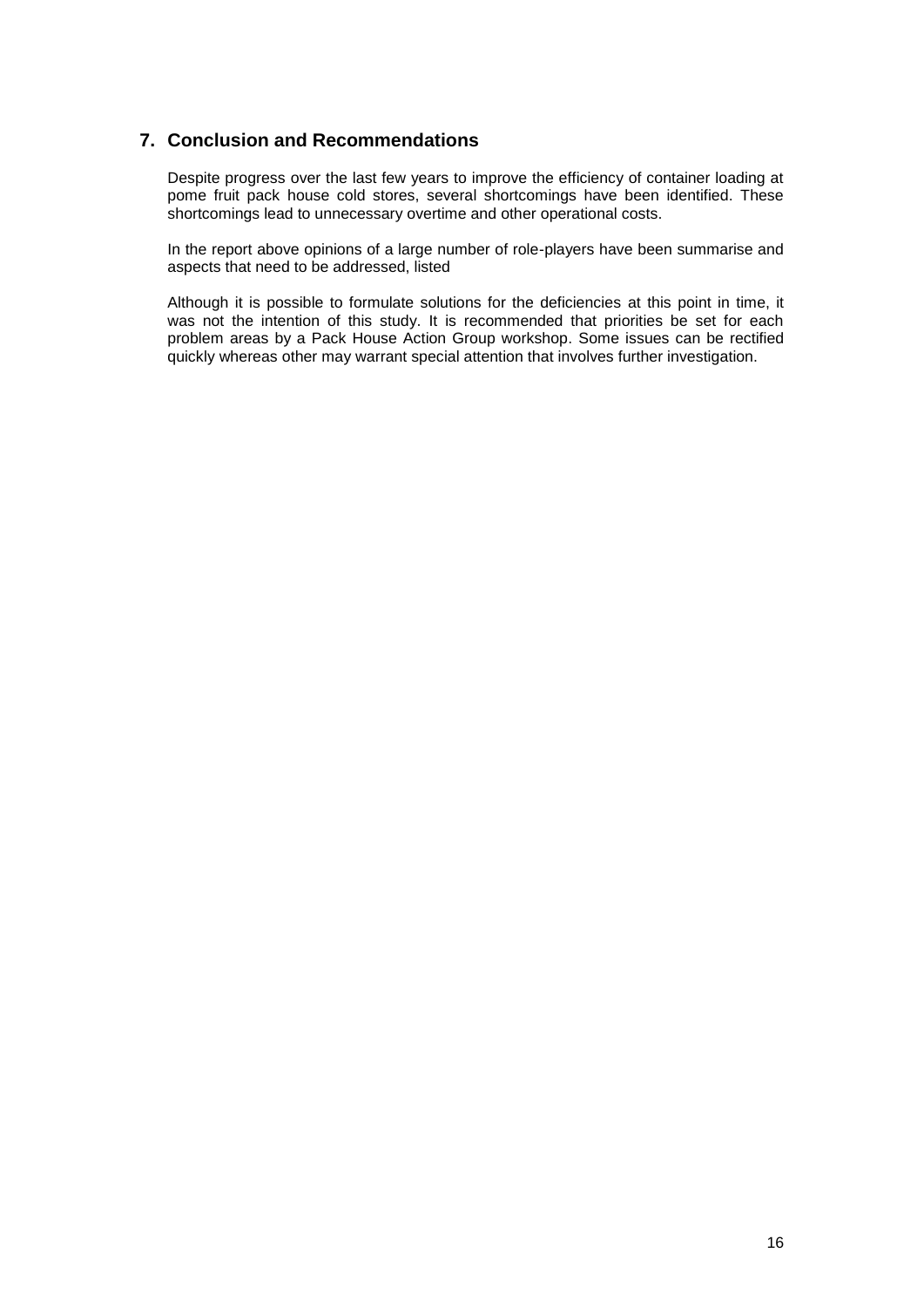## 7. Conclusion and Recommendations

Despite progress over the last few years to improve the efficiency of container loading at pome fruit pack house cold stores, several shortcomings have been identified. These shortcomings lead to unnecessary overtime and other operational costs.

In the report above opinions of a large number of role-players have been summarise and aspects that need to be addressed, listed

Although it is possible to formulate solutions for the deficiencies at this point in time, it was not the intention of this study. It is recommended that priorities be set for each problem areas by a Pack House Action Group workshop. Some issues can be rectified quickly whereas other may warrant special attention that involves further investigation.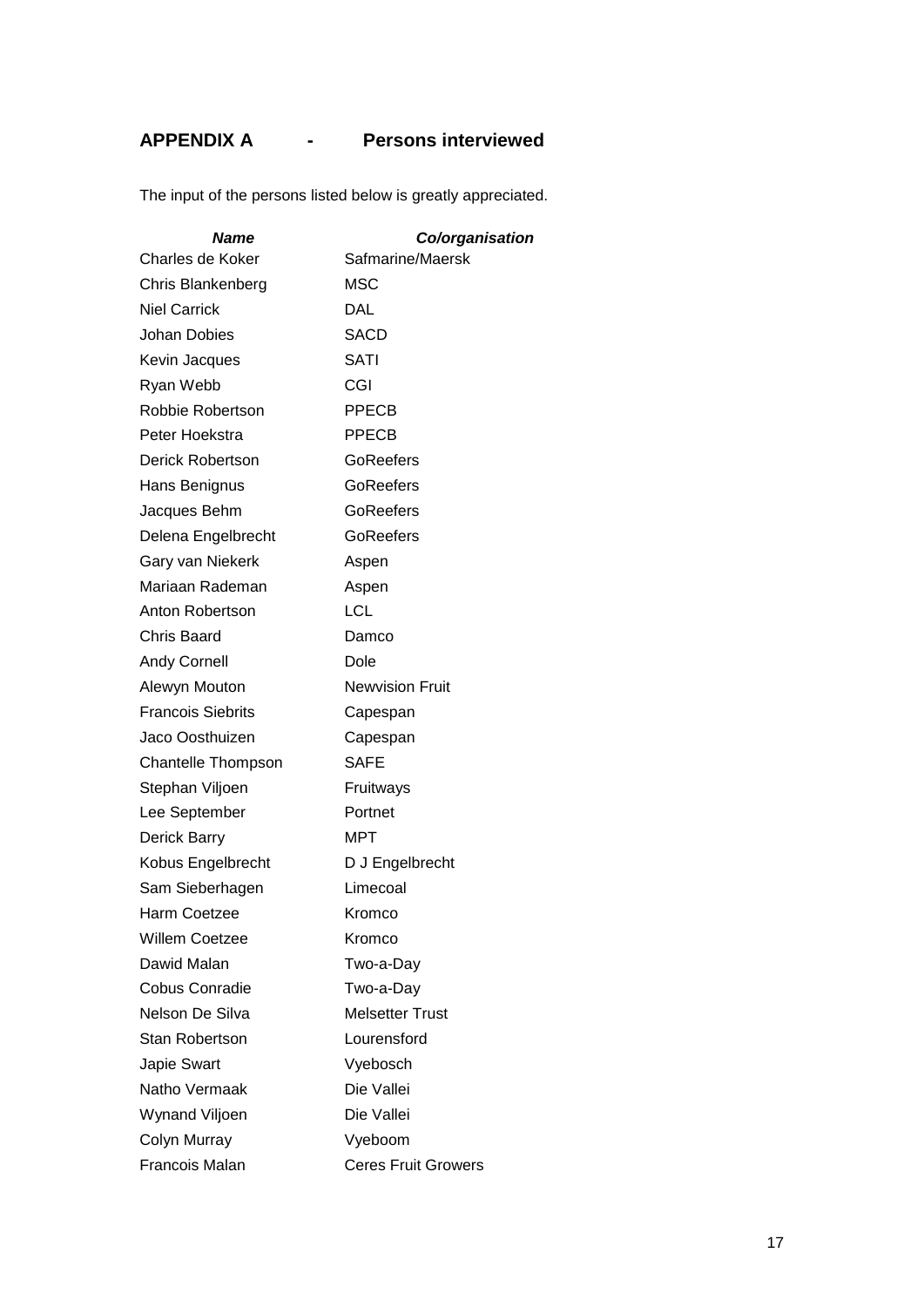## APPENDIX A - Persons interviewed

The input of the persons listed below is greatly appreciated.

| ***Name*** | ***Co/organisation*** |
|---|---|
| Charles de Koker | Safmarine/Maersk |
| Chris Blankenberg | MSC |
| Niel Carrick | DAL |
| Johan Dobies | SACD |
| Kevin Jacques | SATI |
| Ryan Webb | CGI |
| Robbie Robertson | PPECB |
| Peter Hoekstra | PPECB |
| Derick Robertson | GoReefers |
| Hans Benignus | GoReefers |
| Jacques Behm | GoReefers |
| Delena Engelbrecht | GoReefers |
| Gary van Niekerk | Aspen |
| Mariaan Rademan | Aspen |
| Anton Robertson | LCL |
| Chris Baard | Damco |
| Andy Cornell | Dole |
| Alewyn Mouton | Newvision Fruit |
| Francois Siebrits | Capespan |
| Jaco Oosthuizen | Capespan |
| Chantelle Thompson | SAFE |
| Stephan Viljoen | Fruitways |
| Lee September | Portnet |
| Derick Barry | MPT |
| Kobus Engelbrecht | D J Engelbrecht |
| Sam Sieberhagen | Limecoal |
| Harm Coetzee | Kromco |
| Willem Coetzee | Kromco |
| Dawid Malan | Two-a-Day |
| Cobus Conradie | Two-a-Day |
| Nelson De Silva | Melsetter Trust |
| Stan Robertson | Lourensford |
| Japie Swart | Vyebosch |
| Natho Vermaak | Die Vallei |
| Wynand Viljoen | Die Vallei |
| Colyn Murray | Vyeboom |
| Francois Malan | Ceres Fruit Growers |